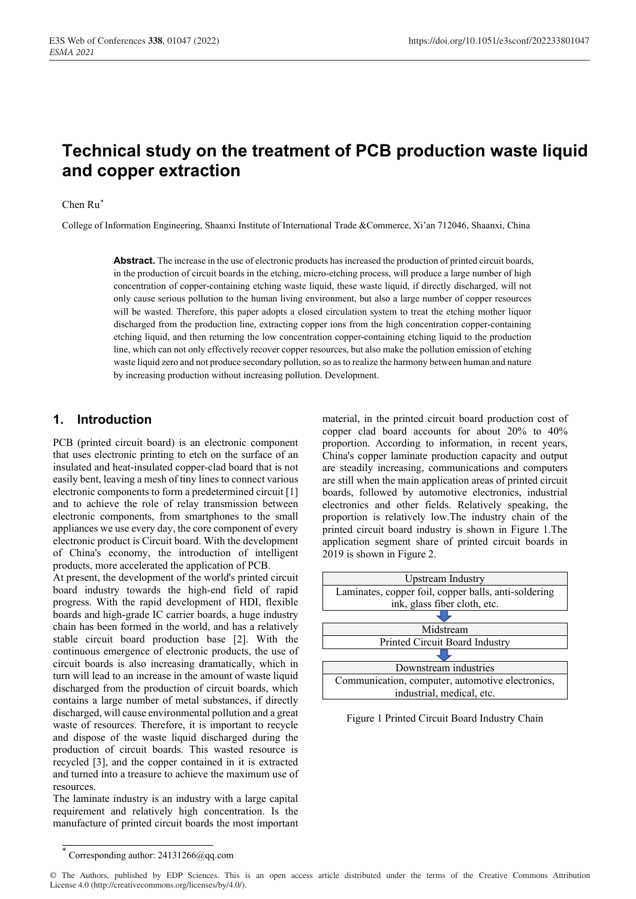# Technical study on the treatment of PCB production waste liquid and copper extraction

Chen Ru*

College of Information Engineering, Shaanxi Institute of International Trade &Commerce, Xi'an 712046, Shaanxi, China

**Abstract.** The increase in the use of electronic products has increased the production of printed circuit boards, in the production of circuit boards in the etching, micro-etching process, will produce a large number of high concentration of copper-containing etching waste liquid, these waste liquid, if directly discharged, will not only cause serious pollution to the human living environment, but also a large number of copper resources will be wasted. Therefore, this paper adopts a closed circulation system to treat the etching mother liquor discharged from the production line, extracting copper ions from the high concentration copper-containing etching liquid, and then returning the low concentration copper-containing etching liquid to the production line, which can not only effectively recover copper resources, but also make the pollution emission of etching waste liquid zero and not produce secondary pollution, so as to realize the harmony between human and nature by increasing production without increasing pollution. Development.

## 1. Introduction

PCB (printed circuit board) is an electronic component that uses electronic printing to etch on the surface of an insulated and heat-insulated copper-clad board that is not easily bent, leaving a mesh of tiny lines to connect various electronic components to form a predetermined circuit [1] and to achieve the role of relay transmission between electronic components, from smartphones to the small appliances we use every day, the core component of every electronic product is Circuit board. With the development of China's economy, the introduction of intelligent products, more accelerated the application of PCB.

At present, the development of the world's printed circuit board industry towards the high-end field of rapid progress. With the rapid development of HDI, flexible boards and high-grade IC carrier boards, a huge industry chain has been formed in the world, and has a relatively stable circuit board production base [2]. With the continuous emergence of electronic products, the use of circuit boards is also increasing dramatically, which in turn will lead to an increase in the amount of waste liquid discharged from the production of circuit boards, which contains a large number of metal substances, if directly discharged, will cause environmental pollution and a great waste of resources. Therefore, it is important to recycle and dispose of the waste liquid discharged during the production of circuit boards. This wasted resource is recycled [3], and the copper contained in it is extracted and turned into a treasure to achieve the maximum use of resources.

The laminate industry is an industry with a large capital requirement and relatively high concentration. Is the manufacture of printed circuit boards the most important material, in the printed circuit board production cost of copper clad board accounts for about 20% to 40% proportion. According to information, in recent years, China's copper laminate production capacity and output are steadily increasing, communications and computers are still when the main application areas of printed circuit boards, followed by automotive electronics, industrial electronics and other fields. Relatively speaking, the proportion is relatively low.The industry chain of the printed circuit board industry is shown in Figure 1.The application segment share of printed circuit boards in 2019 is shown in Figure 2.

| Upstream Industry |
|---|
| Laminates, copper foil, copper balls, anti-soldering ink, glass fiber cloth, etc. |
| ⬇ |
| Midstream |
| Printed Circuit Board Industry |
| ⬇ |
| Downstream industries |
| Communication, computer, automotive electronics, industrial, medical, etc. |

Figure 1 Printed Circuit Board Industry Chain

---

* Corresponding author: 24131266@qq.com

© The Authors, published by EDP Sciences. This is an open access article distributed under the terms of the Creative Commons Attribution License 4.0 (http://creativecommons.org/licenses/by/4.0/).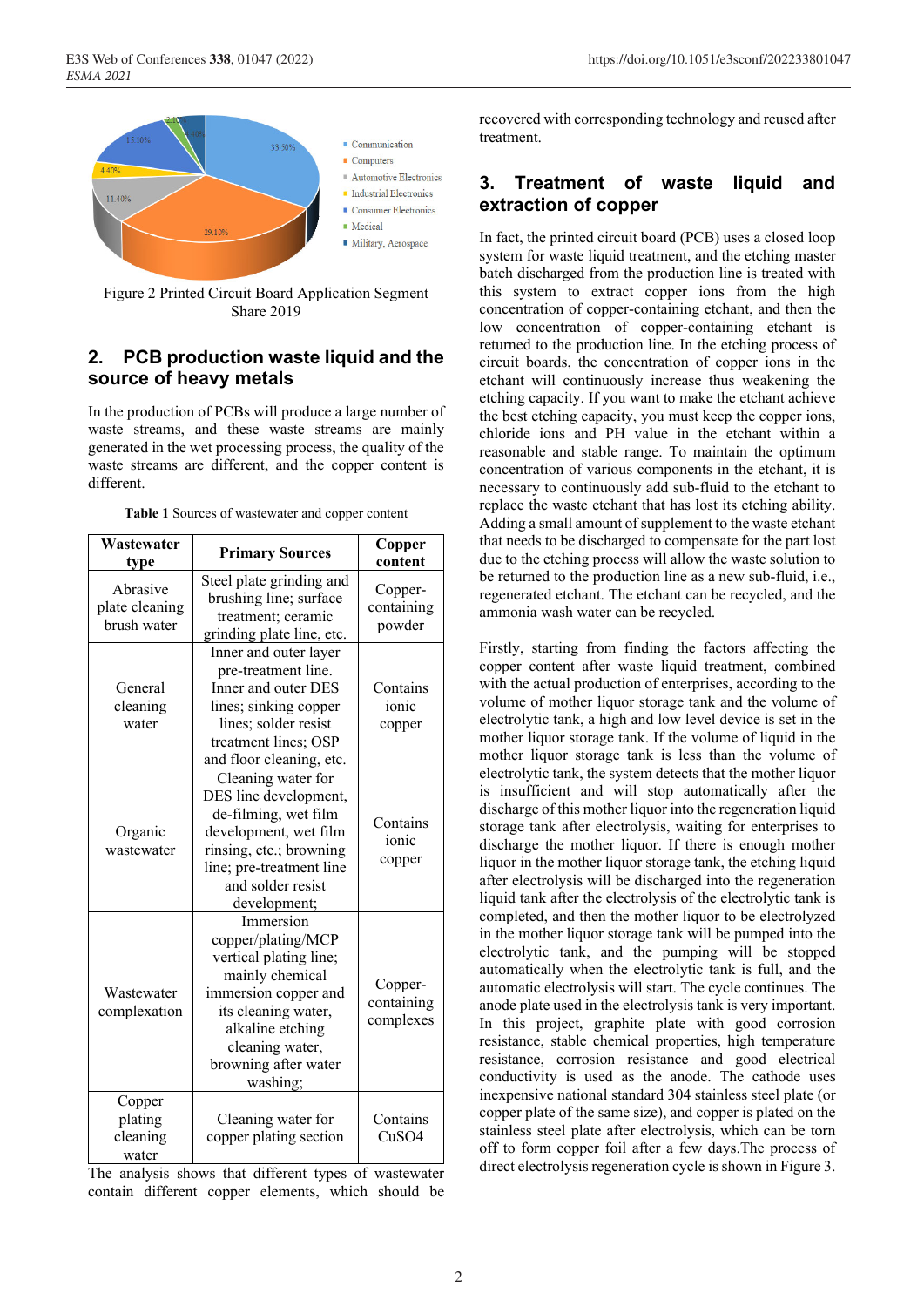Figure 2 Printed Circuit Board Application Segment Share 2019

## 2. PCB production waste liquid and the source of heavy metals

In the production of PCBs will produce a large number of waste streams, and these waste streams are mainly generated in the wet processing process, the quality of the waste streams are different, and the copper content is different.

**Table 1** Sources of wastewater and copper content

| Wastewater type | Primary Sources | Copper content |
|---|---|---|
| Abrasive plate cleaning brush water | Steel plate grinding and brushing line; surface treatment; ceramic grinding plate line, etc. | Copper-containing powder |
| General cleaning water | Inner and outer layer pre-treatment line. Inner and outer DES lines; sinking copper lines; solder resist treatment lines; OSP and floor cleaning, etc. | Contains ionic copper |
| Organic wastewater | Cleaning water for DES line development, de-filming, wet film development, wet film rinsing, etc.; browning line; pre-treatment line and solder resist development; | Contains ionic copper |
| Wastewater complexation | Immersion copper/plating/MCP vertical plating line; mainly chemical immersion copper and its cleaning water, alkaline etching cleaning water, browning after water washing; | Copper-containing complexes |
| Copper plating cleaning water | Cleaning water for copper plating section | Contains $CuSO_4$ |

The analysis shows that different types of wastewater contain different copper elements, which should be recovered with corresponding technology and reused after treatment.

## 3. Treatment of waste liquid and extraction of copper

In fact, the printed circuit board (PCB) uses a closed loop system for waste liquid treatment, and the etching master batch discharged from the production line is treated with this system to extract copper ions from the high concentration of copper-containing etchant, and then the low concentration of copper-containing etchant is returned to the production line. In the etching process of circuit boards, the concentration of copper ions in the etchant will continuously increase thus weakening the etching capacity. If you want to make the etchant achieve the best etching capacity, you must keep the copper ions, chloride ions and PH value in the etchant within a reasonable and stable range. To maintain the optimum concentration of various components in the etchant, it is necessary to continuously add sub-fluid to the etchant to replace the waste etchant that has lost its etching ability. Adding a small amount of supplement to the waste etchant that needs to be discharged to compensate for the part lost due to the etching process will allow the waste solution to be returned to the production line as a new sub-fluid, i.e., regenerated etchant. The etchant can be recycled, and the ammonia wash water can be recycled.

Firstly, starting from finding the factors affecting the copper content after waste liquid treatment, combined with the actual production of enterprises, according to the volume of mother liquor storage tank and the volume of electrolytic tank, a high and low level device is set in the mother liquor storage tank. If the volume of liquid in the mother liquor storage tank is less than the volume of electrolytic tank, the system detects that the mother liquor is insufficient and will stop automatically after the discharge of this mother liquor into the regeneration liquid storage tank after electrolysis, waiting for enterprises to discharge the mother liquor. If there is enough mother liquor in the mother liquor storage tank, the etching liquid after electrolysis will be discharged into the regeneration liquid tank after the electrolysis of the electrolytic tank is completed, and then the mother liquor to be electrolyzed in the mother liquor storage tank will be pumped into the electrolytic tank, and the pumping will be stopped automatically when the electrolytic tank is full, and the automatic electrolysis will start. The cycle continues. The anode plate used in the electrolysis tank is very important. In this project, graphite plate with good corrosion resistance, stable chemical properties, high temperature resistance, corrosion resistance and good electrical conductivity is used as the anode. The cathode uses inexpensive national standard 304 stainless steel plate (or copper plate of the same size), and copper is plated on the stainless steel plate after electrolysis, which can be torn off to form copper foil after a few days.The process of direct electrolysis regeneration cycle is shown in Figure 3.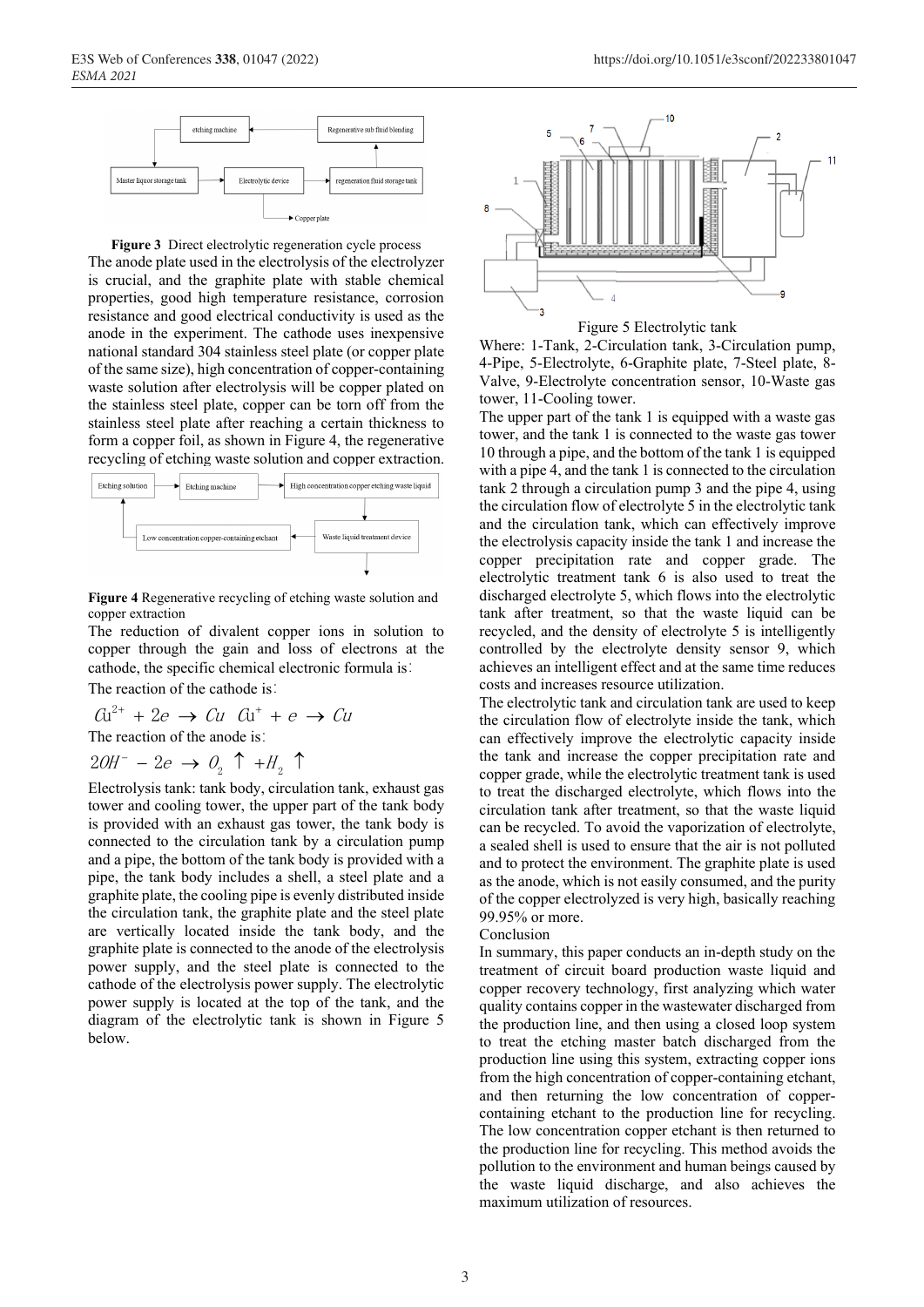**Figure 3** Direct electrolytic regeneration cycle process

The anode plate used in the electrolysis of the electrolyzer is crucial, and the graphite plate with stable chemical properties, good high temperature resistance, corrosion resistance and good electrical conductivity is used as the anode in the experiment. The cathode uses inexpensive national standard 304 stainless steel plate (or copper plate of the same size), high concentration of copper-containing waste solution after electrolysis will be copper plated on the stainless steel plate, copper can be torn off from the stainless steel plate after reaching a certain thickness to form a copper foil, as shown in Figure 4, the regenerative recycling of etching waste solution and copper extraction.

**Figure 4** Regenerative recycling of etching waste solution and copper extraction

The reduction of divalent copper ions in solution to copper through the gain and loss of electrons at the cathode, the specific chemical electronic formula is:

The reaction of the cathode is:

$$Cu^{2+} + 2e \rightarrow Cu \quad Cu^{+} + e \rightarrow Cu$$

The reaction of the anode is:

$$2OH^{-} - 2e \rightarrow O_2 \uparrow + H_2 \uparrow$$

Electrolysis tank: tank body, circulation tank, exhaust gas tower and cooling tower, the upper part of the tank body is provided with an exhaust gas tower, the tank body is connected to the circulation tank by a circulation pump and a pipe, the bottom of the tank body is provided with a pipe, the tank body includes a shell, a steel plate and a graphite plate, the cooling pipe is evenly distributed inside the circulation tank, the graphite plate and the steel plate are vertically located inside the tank body, and the graphite plate is connected to the anode of the electrolysis power supply, and the steel plate is connected to the cathode of the electrolysis power supply. The electrolytic power supply is located at the top of the tank, and the diagram of the electrolytic tank is shown in Figure 5 below.

Figure 5 Electrolytic tank

Where: 1-Tank, 2-Circulation tank, 3-Circulation pump, 4-Pipe, 5-Electrolyte, 6-Graphite plate, 7-Steel plate, 8-Valve, 9-Electrolyte concentration sensor, 10-Waste gas tower, 11-Cooling tower.

The upper part of the tank 1 is equipped with a waste gas tower, and the tank 1 is connected to the waste gas tower 10 through a pipe, and the bottom of the tank 1 is equipped with a pipe 4, and the tank 1 is connected to the circulation tank 2 through a circulation pump 3 and the pipe 4, using the circulation flow of electrolyte 5 in the electrolytic tank and the circulation tank, which can effectively improve the electrolysis capacity inside the tank 1 and increase the copper precipitation rate and copper grade. The electrolytic treatment tank 6 is also used to treat the discharged electrolyte 5, which flows into the electrolytic tank after treatment, so that the waste liquid can be recycled, and the density of electrolyte 5 is intelligently controlled by the electrolyte density sensor 9, which achieves an intelligent effect and at the same time reduces costs and increases resource utilization.

The electrolytic tank and circulation tank are used to keep the circulation flow of electrolyte inside the tank, which can effectively improve the electrolytic capacity inside the tank and increase the copper precipitation rate and copper grade, while the electrolytic treatment tank is used to treat the discharged electrolyte, which flows into the circulation tank after treatment, so that the waste liquid can be recycled. To avoid the vaporization of electrolyte, a sealed shell is used to ensure that the air is not polluted and to protect the environment. The graphite plate is used as the anode, which is not easily consumed, and the purity of the copper electrolyzed is very high, basically reaching 99.95% or more.

## Conclusion

In summary, this paper conducts an in-depth study on the treatment of circuit board production waste liquid and copper recovery technology, first analyzing which water quality contains copper in the wastewater discharged from the production line, and then using a closed loop system to treat the etching master batch discharged from the production line using this system, extracting copper ions from the high concentration of copper-containing etchant, and then returning the low concentration of copper-containing etchant to the production line for recycling. The low concentration copper etchant is then returned to the production line for recycling. This method avoids the pollution to the environment and human beings caused by the waste liquid discharge, and also achieves the maximum utilization of resources.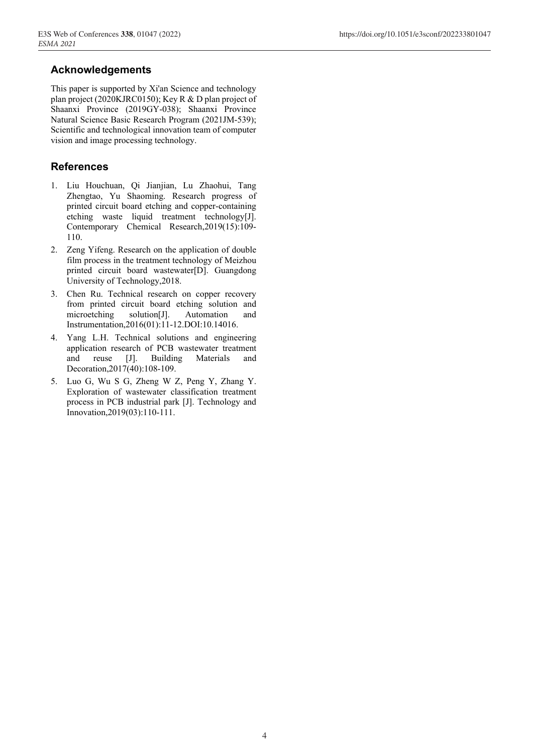## Acknowledgements

This paper is supported by Xi'an Science and technology plan project (2020KJRC0150); Key R & D plan project of Shaanxi Province (2019GY-038); Shaanxi Province Natural Science Basic Research Program (2021JM-539); Scientific and technological innovation team of computer vision and image processing technology.

## References

1. Liu Houchuan, Qi Jianjian, Lu Zhaohui, Tang Zhengtao, Yu Shaoming. Research progress of printed circuit board etching and copper-containing etching waste liquid treatment technology[J]. Contemporary Chemical Research,2019(15):109-110.
2. Zeng Yifeng. Research on the application of double film process in the treatment technology of Meizhou printed circuit board wastewater[D]. Guangdong University of Technology,2018.
3. Chen Ru. Technical research on copper recovery from printed circuit board etching solution and microetching solution[J]. Automation and Instrumentation,2016(01):11-12.DOI:10.14016.
4. Yang L.H. Technical solutions and engineering application research of PCB wastewater treatment and reuse [J]. Building Materials and Decoration,2017(40):108-109.
5. Luo G, Wu S G, Zheng W Z, Peng Y, Zhang Y. Exploration of wastewater classification treatment process in PCB industrial park [J]. Technology and Innovation,2019(03):110-111.